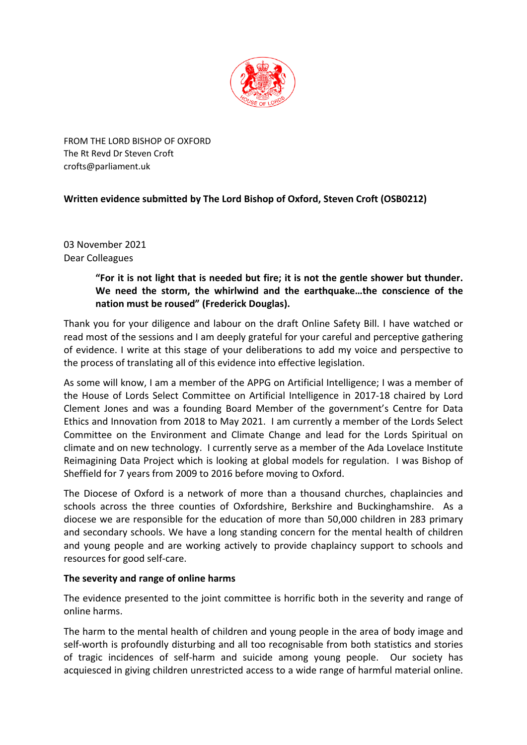FROM THE LORD BISHOP OF OXFORD
The Rt Revd Dr Steven Croft
crofts@parliament.uk

**Written evidence submitted by The Lord Bishop of Oxford, Steven Croft (OSB0212)**

03 November 2021
Dear Colleagues

> **"For it is not light that is needed but fire; it is not the gentle shower but thunder. We need the storm, the whirlwind and the earthquake…the conscience of the nation must be roused" (Frederick Douglas).**

Thank you for your diligence and labour on the draft Online Safety Bill. I have watched or read most of the sessions and I am deeply grateful for your careful and perceptive gathering of evidence. I write at this stage of your deliberations to add my voice and perspective to the process of translating all of this evidence into effective legislation.

As some will know, I am a member of the APPG on Artificial Intelligence; I was a member of the House of Lords Select Committee on Artificial Intelligence in 2017-18 chaired by Lord Clement Jones and was a founding Board Member of the government's Centre for Data Ethics and Innovation from 2018 to May 2021. I am currently a member of the Lords Select Committee on the Environment and Climate Change and lead for the Lords Spiritual on climate and on new technology. I currently serve as a member of the Ada Lovelace Institute Reimagining Data Project which is looking at global models for regulation. I was Bishop of Sheffield for 7 years from 2009 to 2016 before moving to Oxford.

The Diocese of Oxford is a network of more than a thousand churches, chaplaincies and schools across the three counties of Oxfordshire, Berkshire and Buckinghamshire. As a diocese we are responsible for the education of more than 50,000 children in 283 primary and secondary schools. We have a long standing concern for the mental health of children and young people and are working actively to provide chaplaincy support to schools and resources for good self-care.

**The severity and range of online harms**

The evidence presented to the joint committee is horrific both in the severity and range of online harms.

The harm to the mental health of children and young people in the area of body image and self-worth is profoundly disturbing and all too recognisable from both statistics and stories of tragic incidences of self-harm and suicide among young people. Our society has acquiesced in giving children unrestricted access to a wide range of harmful material online.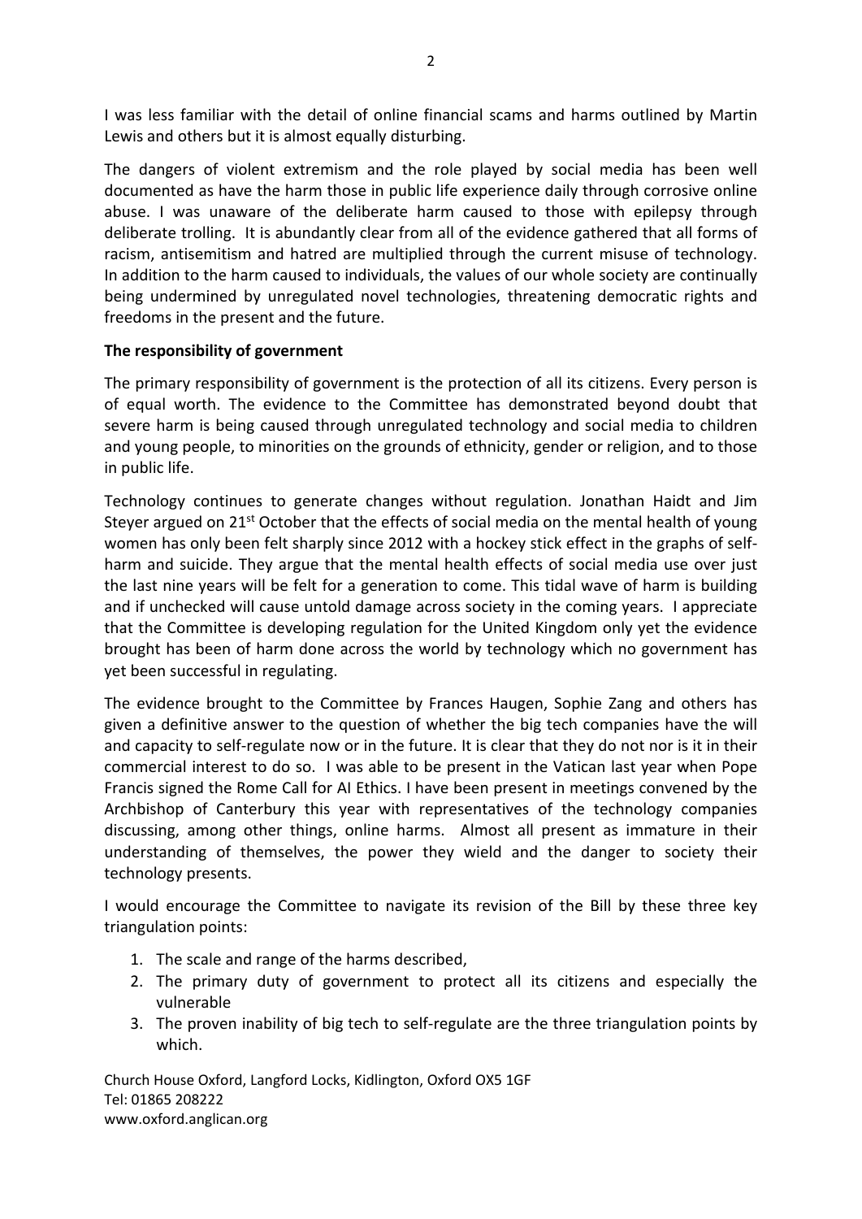I was less familiar with the detail of online financial scams and harms outlined by Martin Lewis and others but it is almost equally disturbing.

The dangers of violent extremism and the role played by social media has been well documented as have the harm those in public life experience daily through corrosive online abuse. I was unaware of the deliberate harm caused to those with epilepsy through deliberate trolling. It is abundantly clear from all of the evidence gathered that all forms of racism, antisemitism and hatred are multiplied through the current misuse of technology. In addition to the harm caused to individuals, the values of our whole society are continually being undermined by unregulated novel technologies, threatening democratic rights and freedoms in the present and the future.

**The responsibility of government**

The primary responsibility of government is the protection of all its citizens. Every person is of equal worth. The evidence to the Committee has demonstrated beyond doubt that severe harm is being caused through unregulated technology and social media to children and young people, to minorities on the grounds of ethnicity, gender or religion, and to those in public life.

Technology continues to generate changes without regulation. Jonathan Haidt and Jim Steyer argued on 21st October that the effects of social media on the mental health of young women has only been felt sharply since 2012 with a hockey stick effect in the graphs of self-harm and suicide. They argue that the mental health effects of social media use over just the last nine years will be felt for a generation to come. This tidal wave of harm is building and if unchecked will cause untold damage across society in the coming years. I appreciate that the Committee is developing regulation for the United Kingdom only yet the evidence brought has been of harm done across the world by technology which no government has yet been successful in regulating.

The evidence brought to the Committee by Frances Haugen, Sophie Zang and others has given a definitive answer to the question of whether the big tech companies have the will and capacity to self-regulate now or in the future. It is clear that they do not nor is it in their commercial interest to do so. I was able to be present in the Vatican last year when Pope Francis signed the Rome Call for AI Ethics. I have been present in meetings convened by the Archbishop of Canterbury this year with representatives of the technology companies discussing, among other things, online harms. Almost all present as immature in their understanding of themselves, the power they wield and the danger to society their technology presents.

I would encourage the Committee to navigate its revision of the Bill by these three key triangulation points:

1. The scale and range of the harms described,
2. The primary duty of government to protect all its citizens and especially the vulnerable
3. The proven inability of big tech to self-regulate are the three triangulation points by which.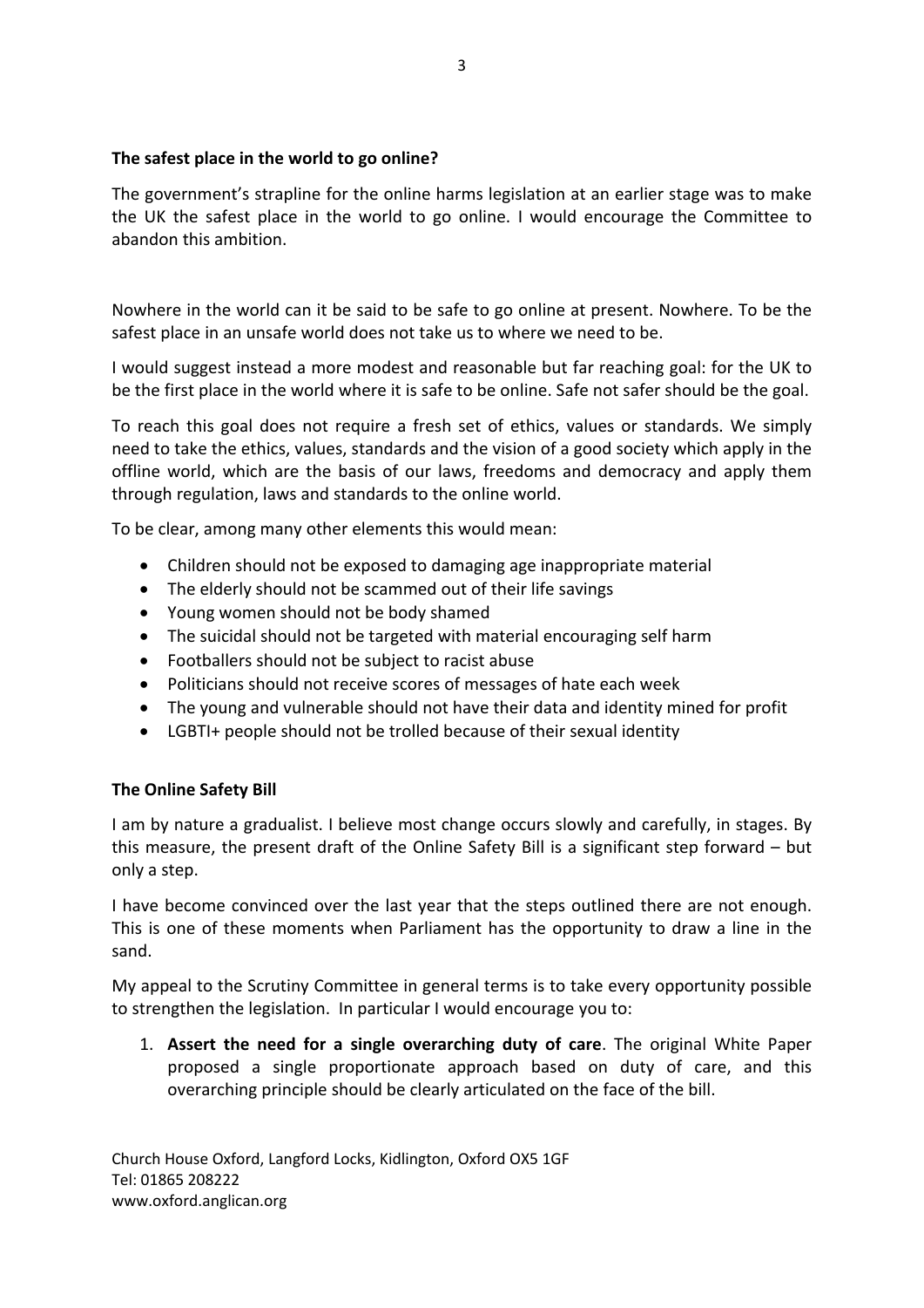**The safest place in the world to go online?**

The government's strapline for the online harms legislation at an earlier stage was to make the UK the safest place in the world to go online. I would encourage the Committee to abandon this ambition.

Nowhere in the world can it be said to be safe to go online at present. Nowhere. To be the safest place in an unsafe world does not take us to where we need to be.

I would suggest instead a more modest and reasonable but far reaching goal: for the UK to be the first place in the world where it is safe to be online. Safe not safer should be the goal.

To reach this goal does not require a fresh set of ethics, values or standards. We simply need to take the ethics, values, standards and the vision of a good society which apply in the offline world, which are the basis of our laws, freedoms and democracy and apply them through regulation, laws and standards to the online world.

To be clear, among many other elements this would mean:

- Children should not be exposed to damaging age inappropriate material
- The elderly should not be scammed out of their life savings
- Young women should not be body shamed
- The suicidal should not be targeted with material encouraging self harm
- Footballers should not be subject to racist abuse
- Politicians should not receive scores of messages of hate each week
- The young and vulnerable should not have their data and identity mined for profit
- LGBTI+ people should not be trolled because of their sexual identity

**The Online Safety Bill**

I am by nature a gradualist. I believe most change occurs slowly and carefully, in stages. By this measure, the present draft of the Online Safety Bill is a significant step forward – but only a step.

I have become convinced over the last year that the steps outlined there are not enough. This is one of these moments when Parliament has the opportunity to draw a line in the sand.

My appeal to the Scrutiny Committee in general terms is to take every opportunity possible to strengthen the legislation. In particular I would encourage you to:

1. **Assert the need for a single overarching duty of care**. The original White Paper proposed a single proportionate approach based on duty of care, and this overarching principle should be clearly articulated on the face of the bill.

Church House Oxford, Langford Locks, Kidlington, Oxford OX5 1GF
Tel: 01865 208222
www.oxford.anglican.org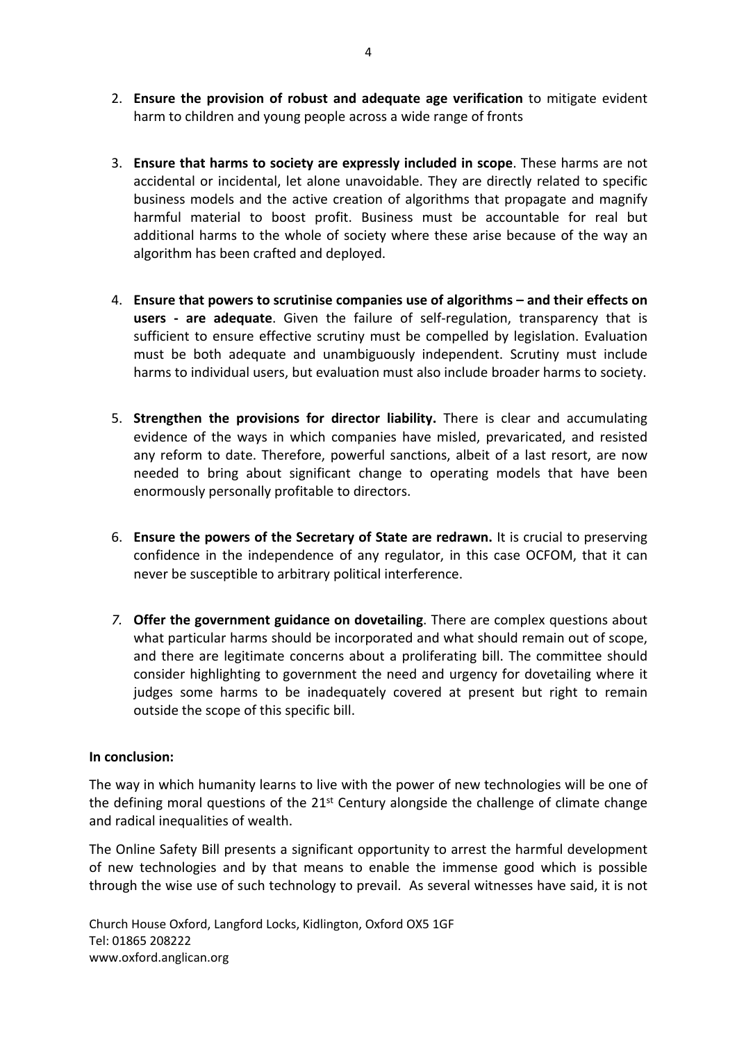2. **Ensure the provision of robust and adequate age verification** to mitigate evident harm to children and young people across a wide range of fronts

3. **Ensure that harms to society are expressly included in scope**. These harms are not accidental or incidental, let alone unavoidable. They are directly related to specific business models and the active creation of algorithms that propagate and magnify harmful material to boost profit. Business must be accountable for real but additional harms to the whole of society where these arise because of the way an algorithm has been crafted and deployed.

4. **Ensure that powers to scrutinise companies use of algorithms – and their effects on users - are adequate**. Given the failure of self-regulation, transparency that is sufficient to ensure effective scrutiny must be compelled by legislation. Evaluation must be both adequate and unambiguously independent. Scrutiny must include harms to individual users, but evaluation must also include broader harms to society.

5. **Strengthen the provisions for director liability.** There is clear and accumulating evidence of the ways in which companies have misled, prevaricated, and resisted any reform to date. Therefore, powerful sanctions, albeit of a last resort, are now needed to bring about significant change to operating models that have been enormously personally profitable to directors.

6. **Ensure the powers of the Secretary of State are redrawn.** It is crucial to preserving confidence in the independence of any regulator, in this case OCFOM, that it can never be susceptible to arbitrary political interference.

7. **Offer the government guidance on dovetailing**. There are complex questions about what particular harms should be incorporated and what should remain out of scope, and there are legitimate concerns about a proliferating bill. The committee should consider highlighting to government the need and urgency for dovetailing where it judges some harms to be inadequately covered at present but right to remain outside the scope of this specific bill.

**In conclusion:**

The way in which humanity learns to live with the power of new technologies will be one of the defining moral questions of the 21st Century alongside the challenge of climate change and radical inequalities of wealth.

The Online Safety Bill presents a significant opportunity to arrest the harmful development of new technologies and by that means to enable the immense good which is possible through the wise use of such technology to prevail. As several witnesses have said, it is not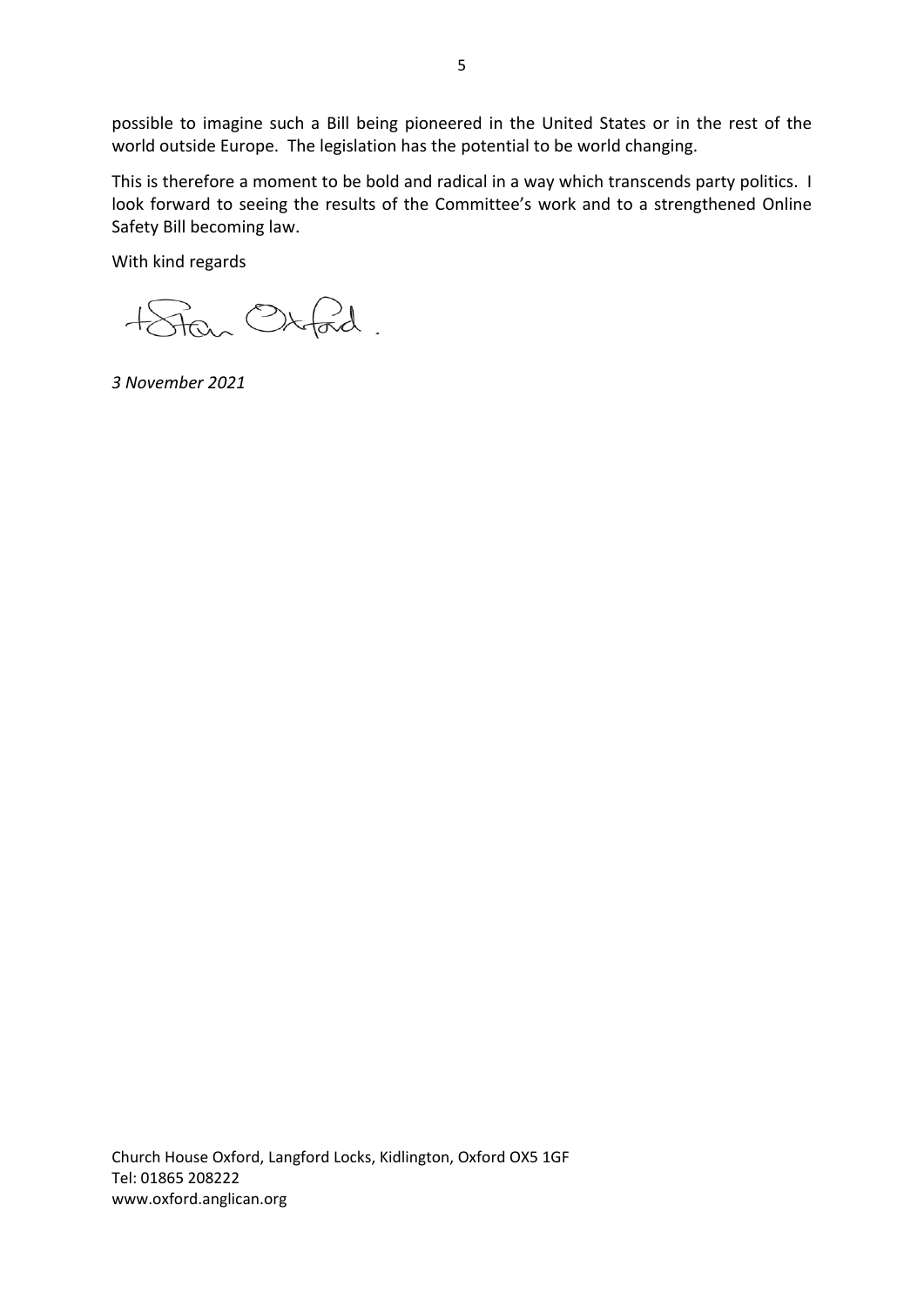possible to imagine such a Bill being pioneered in the United States or in the rest of the world outside Europe. The legislation has the potential to be world changing.

This is therefore a moment to be bold and radical in a way which transcends party politics. I look forward to seeing the results of the Committee's work and to a strengthened Online Safety Bill becoming law.

With kind regards

+Steven Oxford.

*3 November 2021*

Church House Oxford, Langford Locks, Kidlington, Oxford OX5 1GF
Tel: 01865 208222
www.oxford.anglican.org